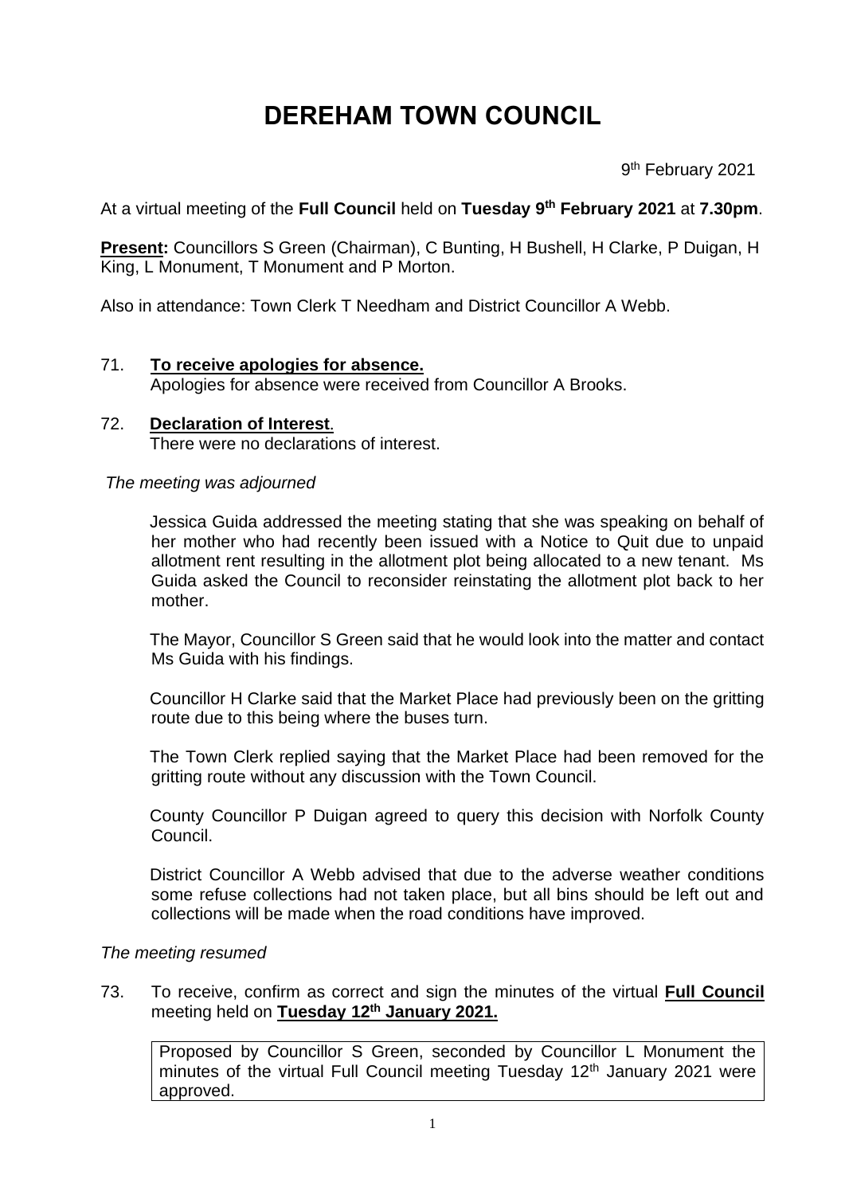# DEREHAM TOWN COUNCIL

9th February 2021

At a virtual meeting of the **Full Council** held on **Tuesday 9th February 2021** at **7.30pm**.

**Present:** Councillors S Green (Chairman), C Bunting, H Bushell, H Clarke, P Duigan, H King, L Monument, T Monument and P Morton.

Also in attendance: Town Clerk T Needham and District Councillor A Webb.

71. **To receive apologies for absence.**
    Apologies for absence were received from Councillor A Brooks.

72. **Declaration of Interest**.
    There were no declarations of interest.

*The meeting was adjourned*

Jessica Guida addressed the meeting stating that she was speaking on behalf of her mother who had recently been issued with a Notice to Quit due to unpaid allotment rent resulting in the allotment plot being allocated to a new tenant. Ms Guida asked the Council to reconsider reinstating the allotment plot back to her mother.

The Mayor, Councillor S Green said that he would look into the matter and contact Ms Guida with his findings.

Councillor H Clarke said that the Market Place had previously been on the gritting route due to this being where the buses turn.

The Town Clerk replied saying that the Market Place had been removed for the gritting route without any discussion with the Town Council.

County Councillor P Duigan agreed to query this decision with Norfolk County Council.

District Councillor A Webb advised that due to the adverse weather conditions some refuse collections had not taken place, but all bins should be left out and collections will be made when the road conditions have improved.

*The meeting resumed*

73. To receive, confirm as correct and sign the minutes of the virtual **Full Council** meeting held on **Tuesday 12th January 2021.**

    Proposed by Councillor S Green, seconded by Councillor L Monument the minutes of the virtual Full Council meeting Tuesday 12th January 2021 were approved.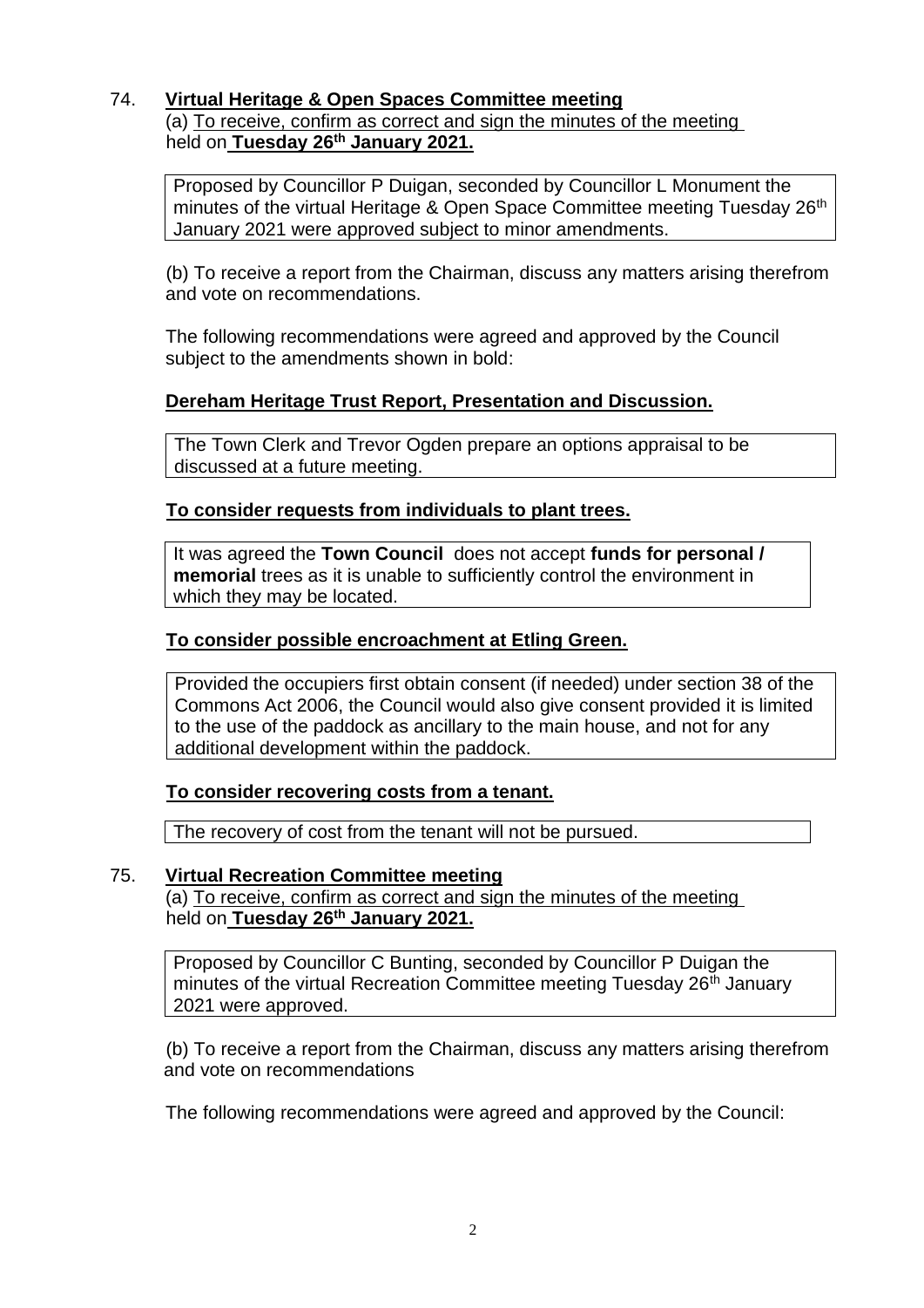74. **Virtual Heritage & Open Spaces Committee meeting**

(a) To receive, confirm as correct and sign the minutes of the meeting held on **Tuesday 26th January 2021.**

> Proposed by Councillor P Duigan, seconded by Councillor L Monument the minutes of the virtual Heritage & Open Space Committee meeting Tuesday 26th January 2021 were approved subject to minor amendments.

(b) To receive a report from the Chairman, discuss any matters arising therefrom and vote on recommendations.

The following recommendations were agreed and approved by the Council subject to the amendments shown in bold:

**Dereham Heritage Trust Report, Presentation and Discussion.**

> The Town Clerk and Trevor Ogden prepare an options appraisal to be discussed at a future meeting.

**To consider requests from individuals to plant trees.**

> It was agreed the **Town Council** does not accept **funds for personal / memorial** trees as it is unable to sufficiently control the environment in which they may be located.

**To consider possible encroachment at Etling Green.**

> Provided the occupiers first obtain consent (if needed) under section 38 of the Commons Act 2006, the Council would also give consent provided it is limited to the use of the paddock as ancillary to the main house, and not for any additional development within the paddock.

**To consider recovering costs from a tenant.**

> The recovery of cost from the tenant will not be pursued.

75. **Virtual Recreation Committee meeting**

(a) To receive, confirm as correct and sign the minutes of the meeting held on **Tuesday 26th January 2021.**

> Proposed by Councillor C Bunting, seconded by Councillor P Duigan the minutes of the virtual Recreation Committee meeting Tuesday 26th January 2021 were approved.

(b) To receive a report from the Chairman, discuss any matters arising therefrom and vote on recommendations

The following recommendations were agreed and approved by the Council: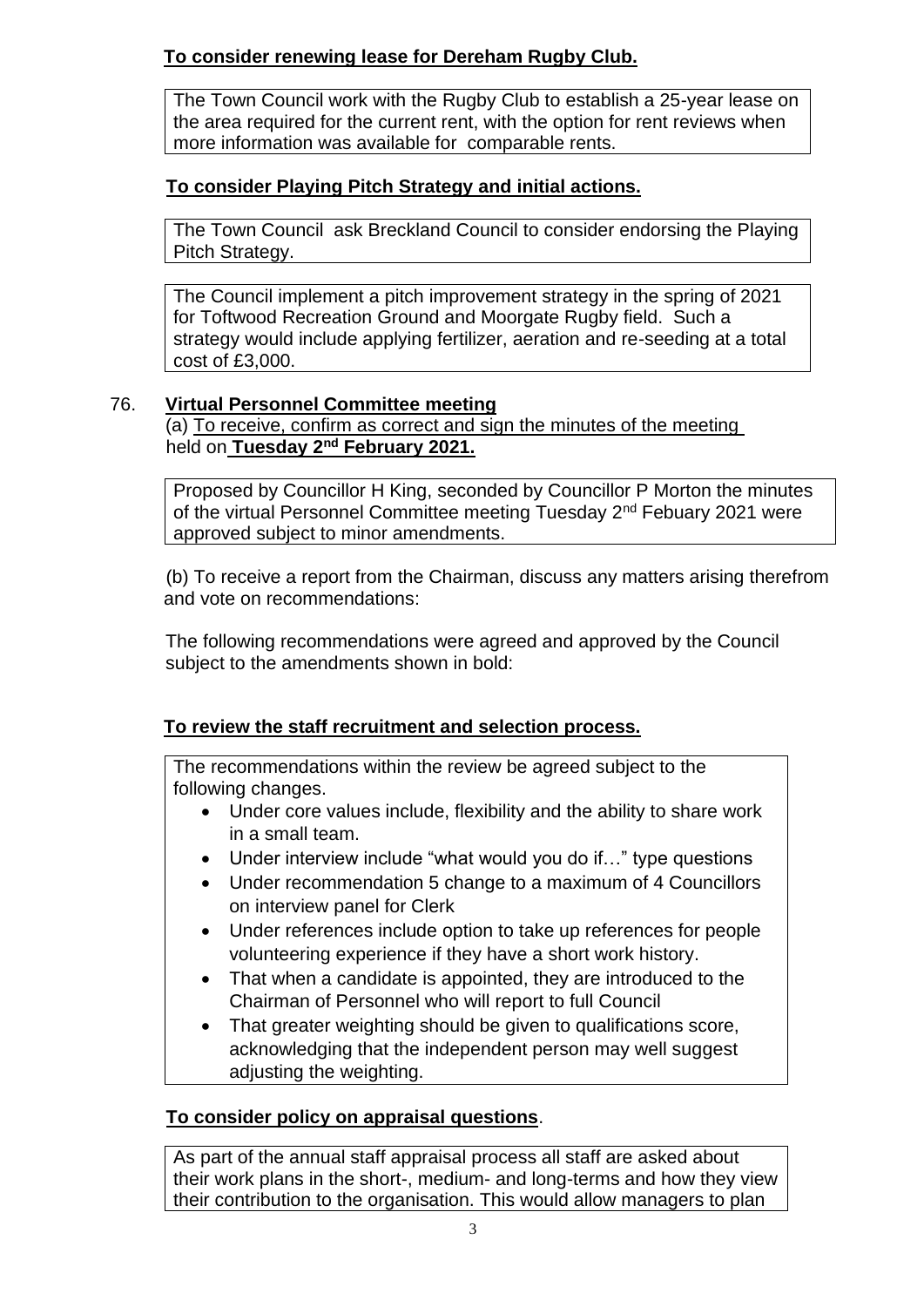**To consider renewing lease for Dereham Rugby Club.**

The Town Council work with the Rugby Club to establish a 25-year lease on the area required for the current rent, with the option for rent reviews when more information was available for comparable rents.

**To consider Playing Pitch Strategy and initial actions.**

The Town Council ask Breckland Council to consider endorsing the Playing Pitch Strategy.

The Council implement a pitch improvement strategy in the spring of 2021 for Toftwood Recreation Ground and Moorgate Rugby field. Such a strategy would include applying fertilizer, aeration and re-seeding at a total cost of £3,000.

76. **Virtual Personnel Committee meeting**

(a) To receive, confirm as correct and sign the minutes of the meeting held on **Tuesday 2nd February 2021.**

Proposed by Councillor H King, seconded by Councillor P Morton the minutes of the virtual Personnel Committee meeting Tuesday 2nd Febuary 2021 were approved subject to minor amendments.

(b) To receive a report from the Chairman, discuss any matters arising therefrom and vote on recommendations:

The following recommendations were agreed and approved by the Council subject to the amendments shown in bold:

**To review the staff recruitment and selection process.**

The recommendations within the review be agreed subject to the following changes.

- Under core values include, flexibility and the ability to share work in a small team.
- Under interview include "what would you do if…" type questions
- Under recommendation 5 change to a maximum of 4 Councillors on interview panel for Clerk
- Under references include option to take up references for people volunteering experience if they have a short work history.
- That when a candidate is appointed, they are introduced to the Chairman of Personnel who will report to full Council
- That greater weighting should be given to qualifications score, acknowledging that the independent person may well suggest adjusting the weighting.

**To consider policy on appraisal questions**.

As part of the annual staff appraisal process all staff are asked about their work plans in the short-, medium- and long-terms and how they view their contribution to the organisation. This would allow managers to plan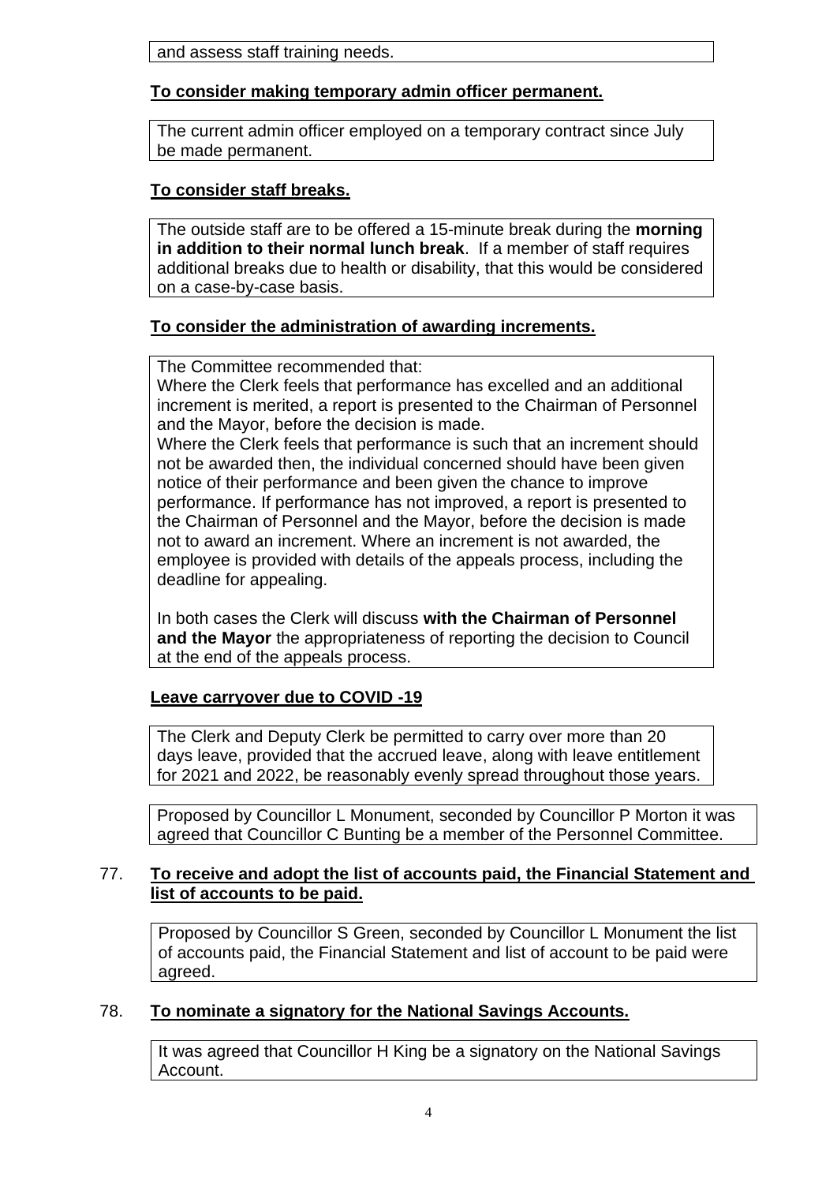and assess staff training needs.

**To consider making temporary admin officer permanent.**

The current admin officer employed on a temporary contract since July be made permanent.

**To consider staff breaks.**

The outside staff are to be offered a 15-minute break during the **morning in addition to their normal lunch break**. If a member of staff requires additional breaks due to health or disability, that this would be considered on a case-by-case basis.

**To consider the administration of awarding increments.**

The Committee recommended that:
Where the Clerk feels that performance has excelled and an additional increment is merited, a report is presented to the Chairman of Personnel and the Mayor, before the decision is made.
Where the Clerk feels that performance is such that an increment should not be awarded then, the individual concerned should have been given notice of their performance and been given the chance to improve performance. If performance has not improved, a report is presented to the Chairman of Personnel and the Mayor, before the decision is made not to award an increment. Where an increment is not awarded, the employee is provided with details of the appeals process, including the deadline for appealing.

In both cases the Clerk will discuss **with the Chairman of Personnel and the Mayor** the appropriateness of reporting the decision to Council at the end of the appeals process.

**Leave carryover due to COVID -19**

The Clerk and Deputy Clerk be permitted to carry over more than 20 days leave, provided that the accrued leave, along with leave entitlement for 2021 and 2022, be reasonably evenly spread throughout those years.

Proposed by Councillor L Monument, seconded by Councillor P Morton it was agreed that Councillor C Bunting be a member of the Personnel Committee.

77. **To receive and adopt the list of accounts paid, the Financial Statement and list of accounts to be paid.**

Proposed by Councillor S Green, seconded by Councillor L Monument the list of accounts paid, the Financial Statement and list of account to be paid were agreed.

78. **To nominate a signatory for the National Savings Accounts.**

It was agreed that Councillor H King be a signatory on the National Savings Account.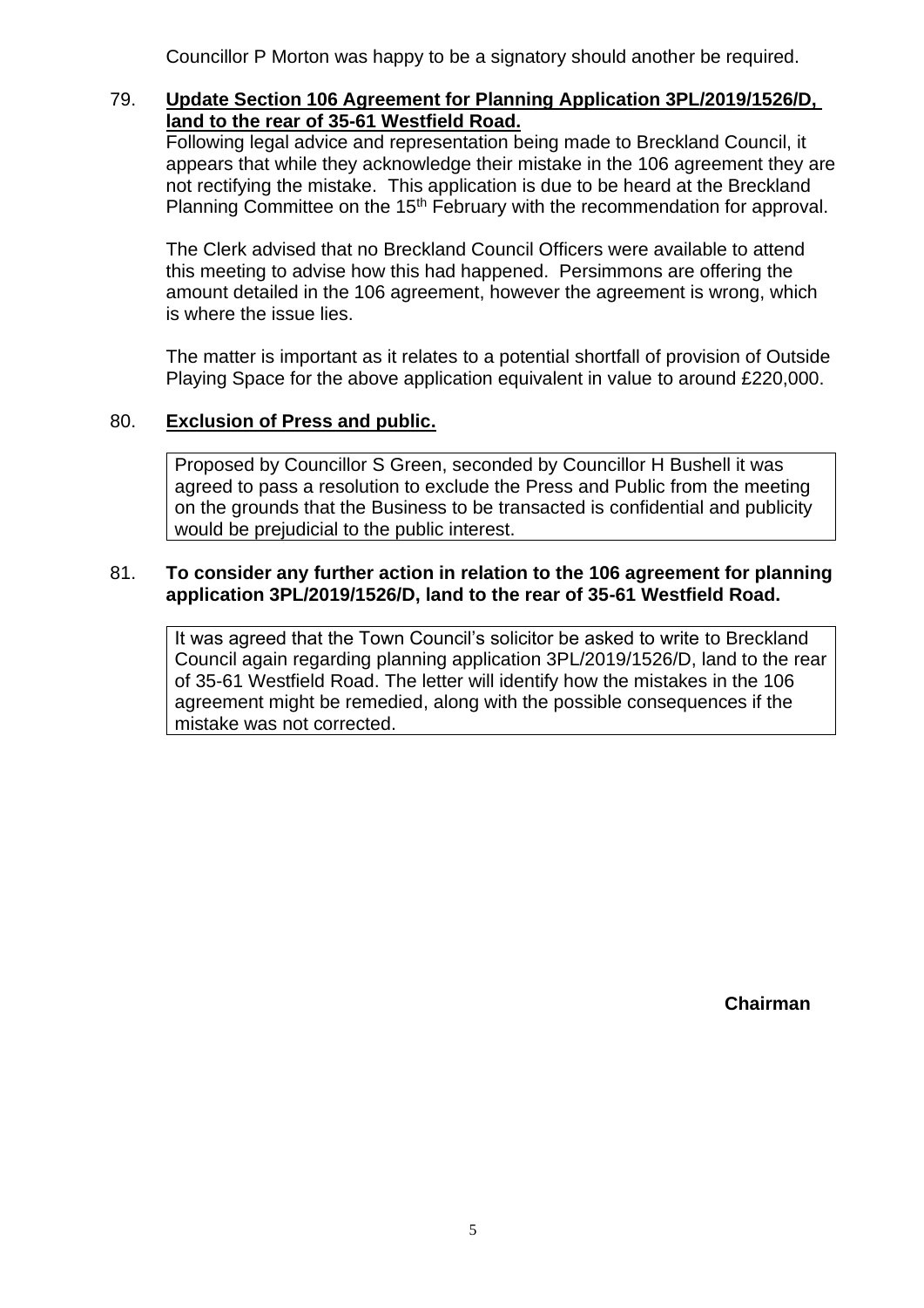Councillor P Morton was happy to be a signatory should another be required.

79. **Update Section 106 Agreement for Planning Application 3PL/2019/1526/D, land to the rear of 35-61 Westfield Road.**

Following legal advice and representation being made to Breckland Council, it appears that while they acknowledge their mistake in the 106 agreement they are not rectifying the mistake. This application is due to be heard at the Breckland Planning Committee on the 15th February with the recommendation for approval.

The Clerk advised that no Breckland Council Officers were available to attend this meeting to advise how this had happened. Persimmons are offering the amount detailed in the 106 agreement, however the agreement is wrong, which is where the issue lies.

The matter is important as it relates to a potential shortfall of provision of Outside Playing Space for the above application equivalent in value to around £220,000.

80. **Exclusion of Press and public.**

Proposed by Councillor S Green, seconded by Councillor H Bushell it was agreed to pass a resolution to exclude the Press and Public from the meeting on the grounds that the Business to be transacted is confidential and publicity would be prejudicial to the public interest.

81. **To consider any further action in relation to the 106 agreement for planning application 3PL/2019/1526/D, land to the rear of 35-61 Westfield Road.**

It was agreed that the Town Council's solicitor be asked to write to Breckland Council again regarding planning application 3PL/2019/1526/D, land to the rear of 35-61 Westfield Road. The letter will identify how the mistakes in the 106 agreement might be remedied, along with the possible consequences if the mistake was not corrected.

**Chairman**